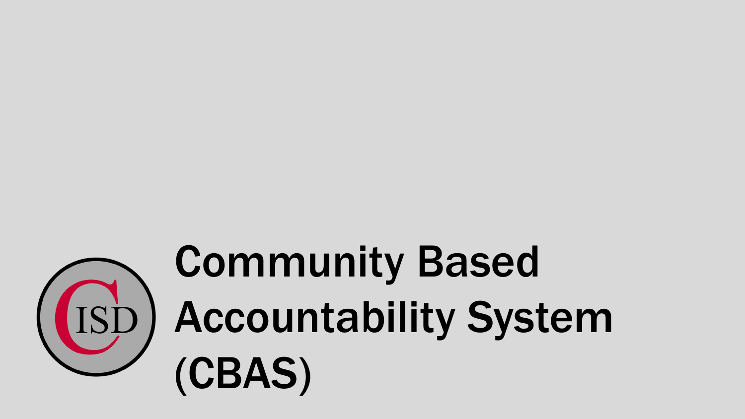# Community Based Accountability System (CBAS)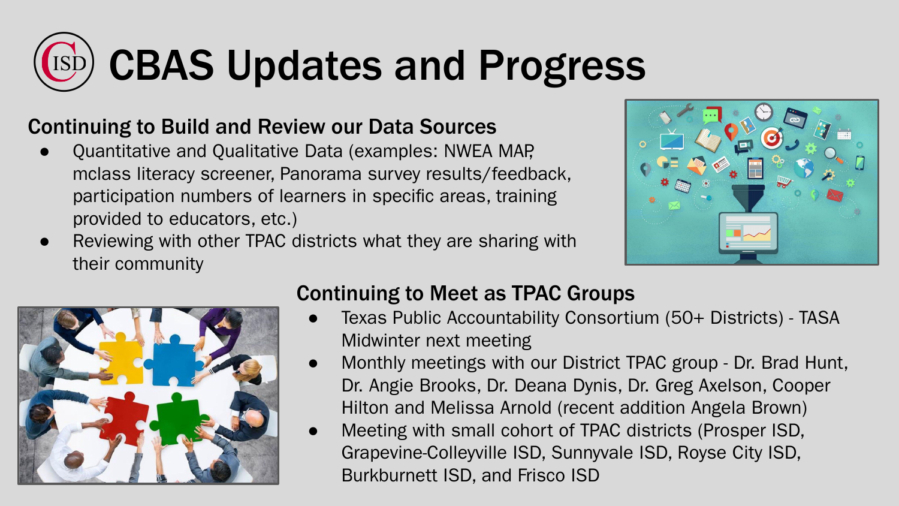# CBAS Updates and Progress

## Continuing to Build and Review our Data Sources

- Quantitative and Qualitative Data (examples: NWEA MAP, mclass literacy screener, Panorama survey results/feedback, participation numbers of learners in specific areas, training provided to educators, etc.)
- Reviewing with other TPAC districts what they are sharing with their community

## Continuing to Meet as TPAC Groups

- Texas Public Accountability Consortium (50+ Districts) - TASA Midwinter next meeting
- Monthly meetings with our District TPAC group - Dr. Brad Hunt, Dr. Angie Brooks, Dr. Deana Dynis, Dr. Greg Axelson, Cooper Hilton and Melissa Arnold (recent addition Angela Brown)
- Meeting with small cohort of TPAC districts (Prosper ISD, Grapevine-Colleyville ISD, Sunnyvale ISD, Royse City ISD, Burkburnett ISD, and Frisco ISD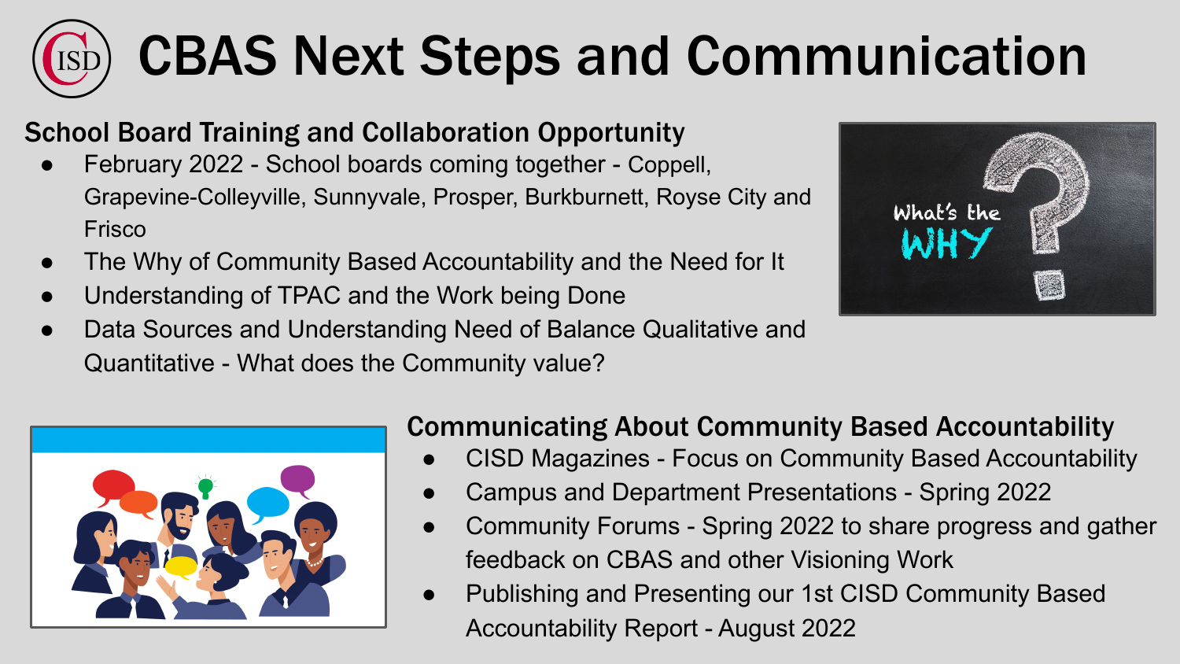# CBAS Next Steps and Communication

## School Board Training and Collaboration Opportunity

- February 2022 - School boards coming together - Coppell, Grapevine-Colleyville, Sunnyvale, Prosper, Burkburnett, Royse City and Frisco
- The Why of Community Based Accountability and the Need for It
- Understanding of TPAC and the Work being Done
- Data Sources and Understanding Need of Balance Qualitative and Quantitative - What does the Community value?

## Communicating About Community Based Accountability

- CISD Magazines - Focus on Community Based Accountability
- Campus and Department Presentations - Spring 2022
- Community Forums - Spring 2022 to share progress and gather feedback on CBAS and other Visioning Work
- Publishing and Presenting our 1st CISD Community Based Accountability Report - August 2022